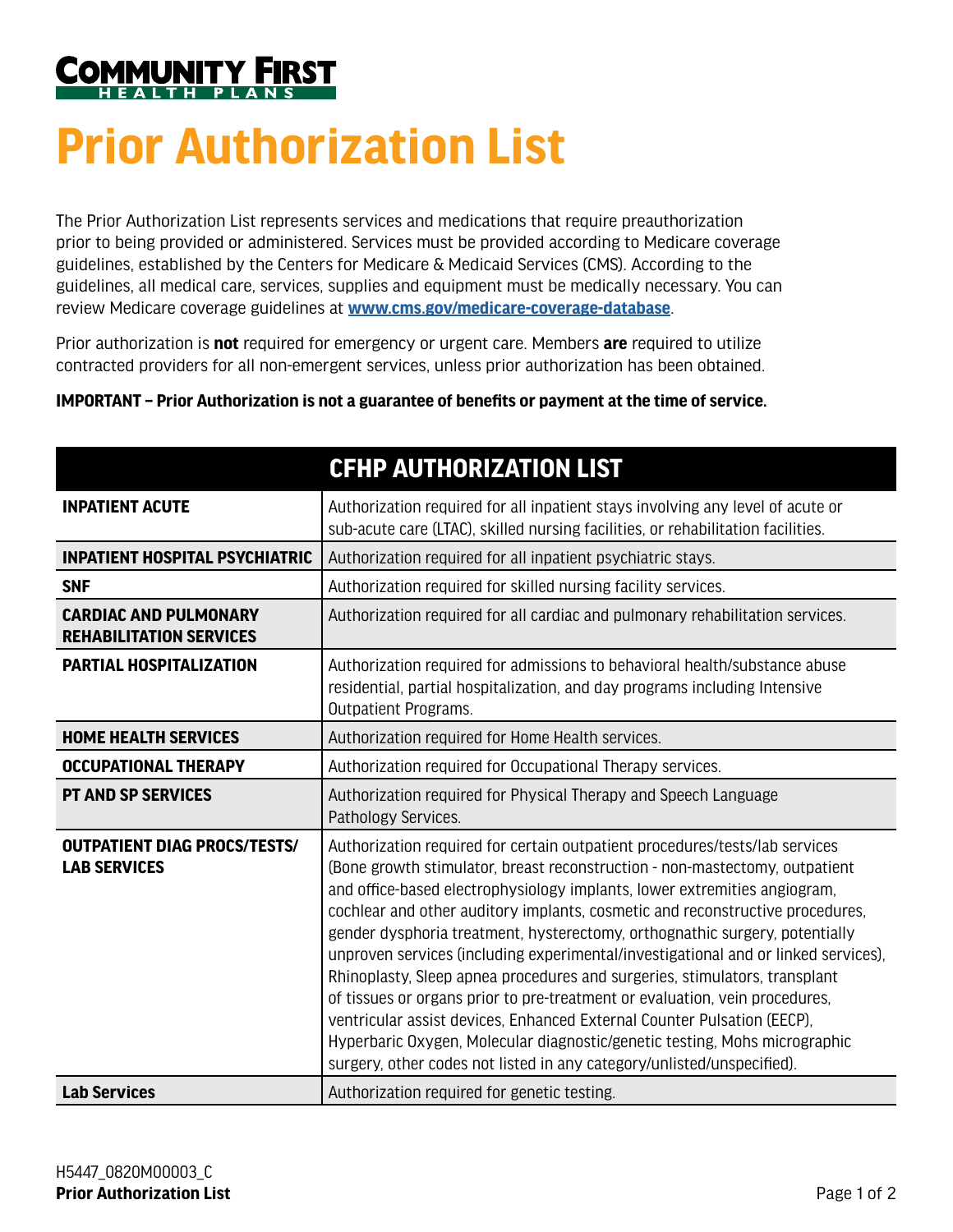COMMUNITY FIRST
HEALTH PLANS

# Prior Authorization List

The Prior Authorization List represents services and medications that require preauthorization prior to being provided or administered. Services must be provided according to Medicare coverage guidelines, established by the Centers for Medicare & Medicaid Services (CMS). According to the guidelines, all medical care, services, supplies and equipment must be medically necessary. You can review Medicare coverage guidelines at **www.cms.gov/medicare-coverage-database**.

Prior authorization is **not** required for emergency or urgent care. Members **are** required to utilize contracted providers for all non-emergent services, unless prior authorization has been obtained.

**IMPORTANT – Prior Authorization is not a guarantee of benefits or payment at the time of service.**

| CFHP AUTHORIZATION LIST | |
|---|---|
| **INPATIENT ACUTE** | Authorization required for all inpatient stays involving any level of acute or sub-acute care (LTAC), skilled nursing facilities, or rehabilitation facilities. |
| **INPATIENT HOSPITAL PSYCHIATRIC** | Authorization required for all inpatient psychiatric stays. |
| **SNF** | Authorization required for skilled nursing facility services. |
| **CARDIAC AND PULMONARY REHABILITATION SERVICES** | Authorization required for all cardiac and pulmonary rehabilitation services. |
| **PARTIAL HOSPITALIZATION** | Authorization required for admissions to behavioral health/substance abuse residential, partial hospitalization, and day programs including Intensive Outpatient Programs. |
| **HOME HEALTH SERVICES** | Authorization required for Home Health services. |
| **OCCUPATIONAL THERAPY** | Authorization required for Occupational Therapy services. |
| **PT AND SP SERVICES** | Authorization required for Physical Therapy and Speech Language Pathology Services. |
| **OUTPATIENT DIAG PROCS/TESTS/ LAB SERVICES** | Authorization required for certain outpatient procedures/tests/lab services (Bone growth stimulator, breast reconstruction - non-mastectomy, outpatient and office-based electrophysiology implants, lower extremities angiogram, cochlear and other auditory implants, cosmetic and reconstructive procedures, gender dysphoria treatment, hysterectomy, orthognathic surgery, potentially unproven services (including experimental/investigational and or linked services), Rhinoplasty, Sleep apnea procedures and surgeries, stimulators, transplant of tissues or organs prior to pre-treatment or evaluation, vein procedures, ventricular assist devices, Enhanced External Counter Pulsation (EECP), Hyperbaric Oxygen, Molecular diagnostic/genetic testing, Mohs micrographic surgery, other codes not listed in any category/unlisted/unspecified). |
| **Lab Services** | Authorization required for genetic testing. |

H5447_0820M00003_C
**Prior Authorization List**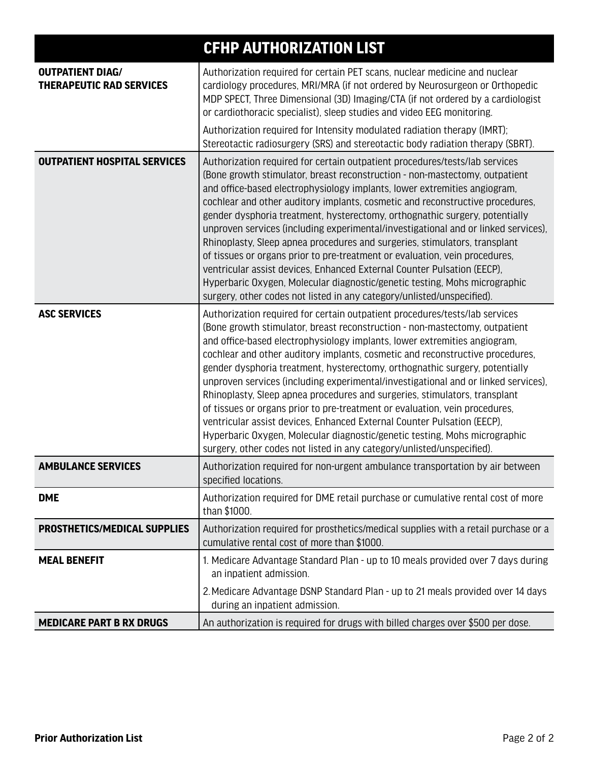| CFHP AUTHORIZATION LIST | |
|---|---|
| **OUTPATIENT DIAG/ THERAPEUTIC RAD SERVICES** | Authorization required for certain PET scans, nuclear medicine and nuclear cardiology procedures, MRI/MRA (if not ordered by Neurosurgeon or Orthopedic MDP SPECT, Three Dimensional (3D) Imaging/CTA (if not ordered by a cardiologist or cardiothoracic specialist), sleep studies and video EEG monitoring.<br><br>Authorization required for Intensity modulated radiation therapy (IMRT); Stereotactic radiosurgery (SRS) and stereotactic body radiation therapy (SBRT). |
| **OUTPATIENT HOSPITAL SERVICES** | Authorization required for certain outpatient procedures/tests/lab services (Bone growth stimulator, breast reconstruction - non-mastectomy, outpatient and office-based electrophysiology implants, lower extremities angiogram, cochlear and other auditory implants, cosmetic and reconstructive procedures, gender dysphoria treatment, hysterectomy, orthognathic surgery, potentially unproven services (including experimental/investigational and or linked services), Rhinoplasty, Sleep apnea procedures and surgeries, stimulators, transplant of tissues or organs prior to pre-treatment or evaluation, vein procedures, ventricular assist devices, Enhanced External Counter Pulsation (EECP), Hyperbaric Oxygen, Molecular diagnostic/genetic testing, Mohs micrographic surgery, other codes not listed in any category/unlisted/unspecified). |
| **ASC SERVICES** | Authorization required for certain outpatient procedures/tests/lab services (Bone growth stimulator, breast reconstruction - non-mastectomy, outpatient and office-based electrophysiology implants, lower extremities angiogram, cochlear and other auditory implants, cosmetic and reconstructive procedures, gender dysphoria treatment, hysterectomy, orthognathic surgery, potentially unproven services (including experimental/investigational and or linked services), Rhinoplasty, Sleep apnea procedures and surgeries, stimulators, transplant of tissues or organs prior to pre-treatment or evaluation, vein procedures, ventricular assist devices, Enhanced External Counter Pulsation (EECP), Hyperbaric Oxygen, Molecular diagnostic/genetic testing, Mohs micrographic surgery, other codes not listed in any category/unlisted/unspecified). |
| **AMBULANCE SERVICES** | Authorization required for non-urgent ambulance transportation by air between specified locations. |
| **DME** | Authorization required for DME retail purchase or cumulative rental cost of more than $1000. |
| **PROSTHETICS/MEDICAL SUPPLIES** | Authorization required for prosthetics/medical supplies with a retail purchase or a cumulative rental cost of more than $1000. |
| **MEAL BENEFIT** | 1. Medicare Advantage Standard Plan - up to 10 meals provided over 7 days during an inpatient admission.<br><br>2. Medicare Advantage DSNP Standard Plan - up to 21 meals provided over 14 days during an inpatient admission. |
| **MEDICARE PART B RX DRUGS** | An authorization is required for drugs with billed charges over $500 per dose. |

**Prior Authorization List**